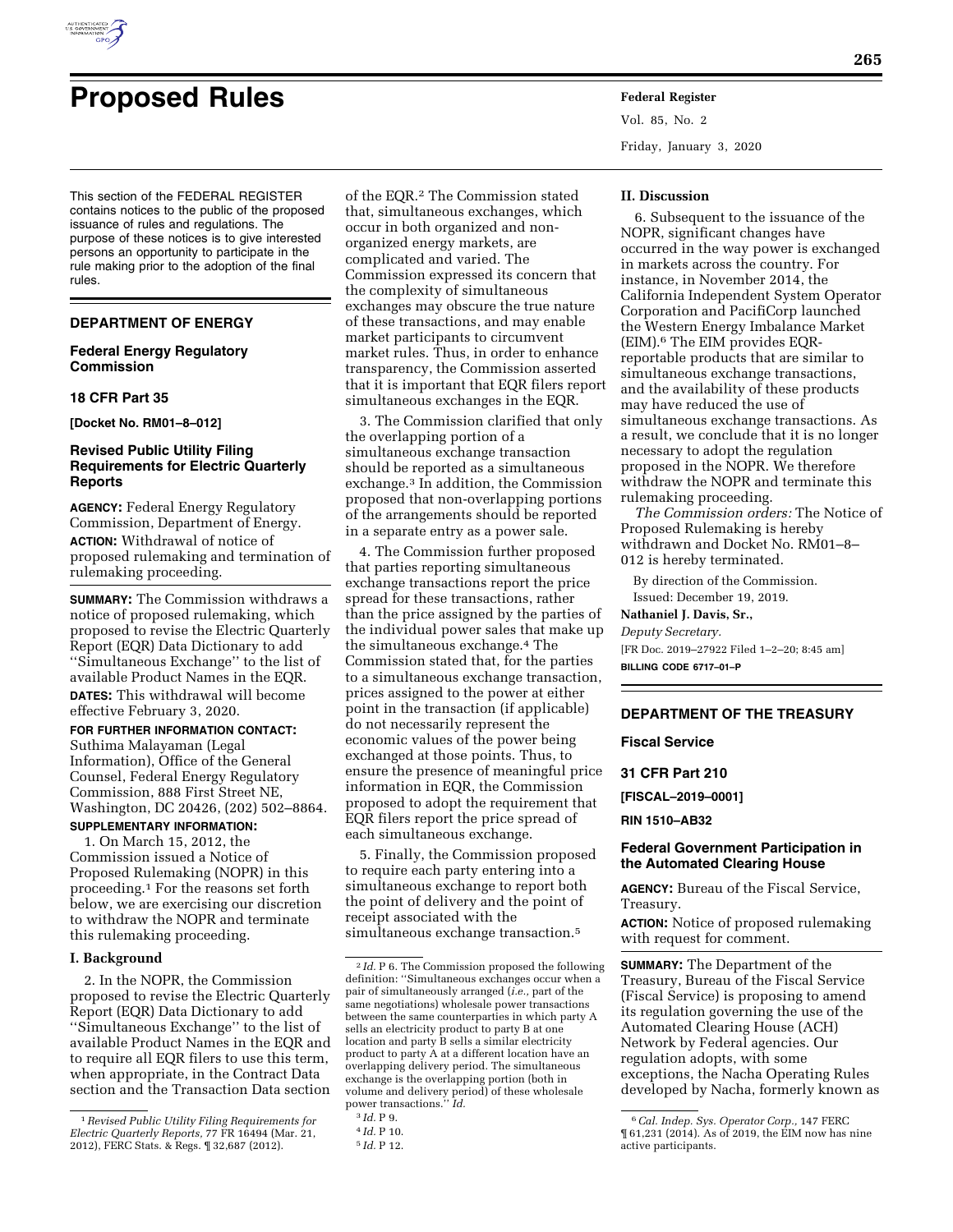# Proposed Rules

This section of the FEDERAL REGISTER contains notices to the public of the proposed issuance of rules and regulations. The purpose of these notices is to give interested persons an opportunity to participate in the rule making prior to the adoption of the final rules.

## DEPARTMENT OF ENERGY

### Federal Energy Regulatory Commission

### 18 CFR Part 35

**[Docket No. RM01–8–012]**

### Revised Public Utility Filing Requirements for Electric Quarterly Reports

**AGENCY:** Federal Energy Regulatory Commission, Department of Energy.

**ACTION:** Withdrawal of notice of proposed rulemaking and termination of rulemaking proceeding.

**SUMMARY:** The Commission withdraws a notice of proposed rulemaking, which proposed to revise the Electric Quarterly Report (EQR) Data Dictionary to add ''Simultaneous Exchange'' to the list of available Product Names in the EQR.

**DATES:** This withdrawal will become effective February 3, 2020.

**FOR FURTHER INFORMATION CONTACT:** Suthima Malayaman (Legal Information), Office of the General Counsel, Federal Energy Regulatory Commission, 888 First Street NE, Washington, DC 20426, (202) 502–8864.

**SUPPLEMENTARY INFORMATION:**

1. On March 15, 2012, the Commission issued a Notice of Proposed Rulemaking (NOPR) in this proceeding.[1] For the reasons set forth below, we are exercising our discretion to withdraw the NOPR and terminate this rulemaking proceeding.

#### I. Background

2. In the NOPR, the Commission proposed to revise the Electric Quarterly Report (EQR) Data Dictionary to add ''Simultaneous Exchange'' to the list of available Product Names in the EQR and to require all EQR filers to use this term, when appropriate, in the Contract Data section and the Transaction Data section of the EQR.[2] The Commission stated that, simultaneous exchanges, which occur in both organized and non-organized energy markets, are complicated and varied. The Commission expressed its concern that the complexity of simultaneous exchanges may obscure the true nature of these transactions, and may enable market participants to circumvent market rules. Thus, in order to enhance transparency, the Commission asserted that it is important that EQR filers report simultaneous exchanges in the EQR.

3. The Commission clarified that only the overlapping portion of a simultaneous exchange transaction should be reported as a simultaneous exchange.[3] In addition, the Commission proposed that non-overlapping portions of the arrangements should be reported in a separate entry as a power sale.

4. The Commission further proposed that parties reporting simultaneous exchange transactions report the price spread for these transactions, rather than the price assigned by the parties of the individual power sales that make up the simultaneous exchange.[4] The Commission stated that, for the parties to a simultaneous exchange transaction, prices assigned to the power at either point in the transaction (if applicable) do not necessarily represent the economic values of the power being exchanged at those points. Thus, to ensure the presence of meaningful price information in EQR, the Commission proposed to adopt the requirement that EQR filers report the price spread of each simultaneous exchange.

5. Finally, the Commission proposed to require each party entering into a simultaneous exchange to report both the point of delivery and the point of receipt associated with the simultaneous exchange transaction.[5]

#### II. Discussion

6. Subsequent to the issuance of the NOPR, significant changes have occurred in the way power is exchanged in markets across the country. For instance, in November 2014, the California Independent System Operator Corporation and PacifiCorp launched the Western Energy Imbalance Market (EIM).[6] The EIM provides EQR-reportable products that are similar to simultaneous exchange transactions, and the availability of these products may have reduced the use of simultaneous exchange transactions. As a result, we conclude that it is no longer necessary to adopt the regulation proposed in the NOPR. We therefore withdraw the NOPR and terminate this rulemaking proceeding.

*The Commission orders:* The Notice of Proposed Rulemaking is hereby withdrawn and Docket No. RM01–8–012 is hereby terminated.

By direction of the Commission.

Issued: December 19, 2019.

**Nathaniel J. Davis, Sr.,**

*Deputy Secretary.*

[FR Doc. 2019–27922 Filed 1–2–20; 8:45 am]

**BILLING CODE 6717–01–P**

---

[1] *Revised Public Utility Filing Requirements for Electric Quarterly Reports,* 77 FR 16494 (Mar. 21, 2012), FERC Stats. & Regs. ¶ 32,687 (2012).

[2] *Id.* P 6. The Commission proposed the following definition: ''Simultaneous exchanges occur when a pair of simultaneously arranged (*i.e.,* part of the same negotiations) wholesale power transactions between the same counterparties in which party A sells an electricity product to party B at one location and party B sells a similar electricity product to party A at a different location have an overlapping delivery period. The simultaneous exchange is the overlapping portion (both in volume and delivery period) of these wholesale power transactions.'' *Id.*

[3] *Id.* P 9.

[4] *Id.* P 10.

[5] *Id.* P 12.

[6] *Cal. Indep. Sys. Operator Corp.,* 147 FERC ¶ 61,231 (2014). As of 2019, the EIM now has nine active participants.

## DEPARTMENT OF THE TREASURY

### Fiscal Service

### 31 CFR Part 210

**[FISCAL–2019–0001]**

**RIN 1510–AB32**

### Federal Government Participation in the Automated Clearing House

**AGENCY:** Bureau of the Fiscal Service, Treasury.

**ACTION:** Notice of proposed rulemaking with request for comment.

**SUMMARY:** The Department of the Treasury, Bureau of the Fiscal Service (Fiscal Service) is proposing to amend its regulation governing the use of the Automated Clearing House (ACH) Network by Federal agencies. Our regulation adopts, with some exceptions, the Nacha Operating Rules developed by Nacha, formerly known as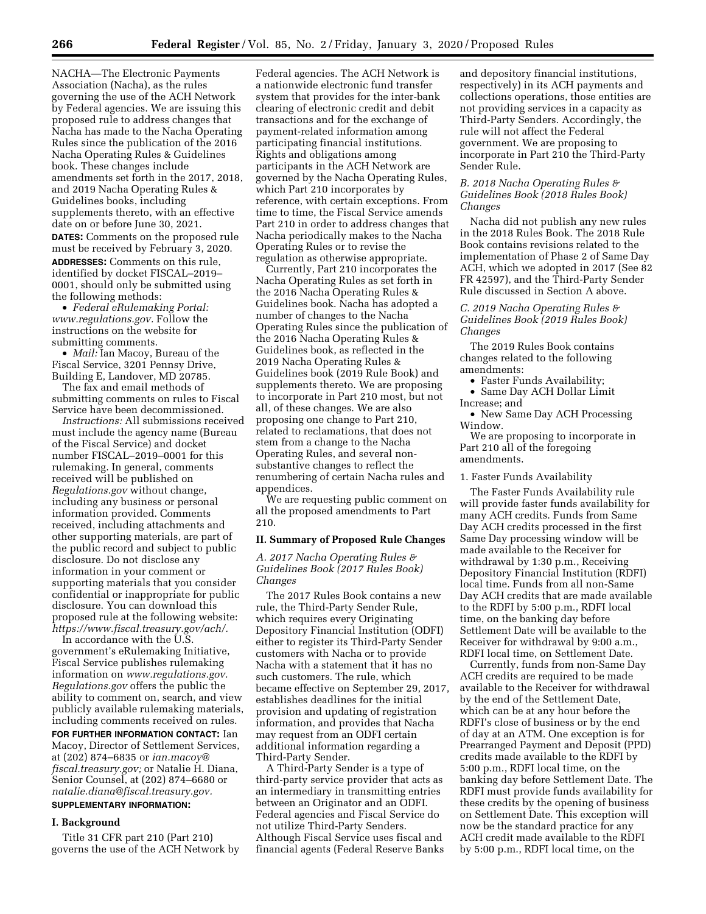NACHA—The Electronic Payments Association (Nacha), as the rules governing the use of the ACH Network by Federal agencies. We are issuing this proposed rule to address changes that Nacha has made to the Nacha Operating Rules since the publication of the 2016 Nacha Operating Rules & Guidelines book. These changes include amendments set forth in the 2017, 2018, and 2019 Nacha Operating Rules & Guidelines books, including supplements thereto, with an effective date on or before June 30, 2021.

**DATES:** Comments on the proposed rule must be received by February 3, 2020.

**ADDRESSES:** Comments on this rule, identified by docket FISCAL–2019–0001, should only be submitted using the following methods:

- *Federal eRulemaking Portal: www.regulations.gov.* Follow the instructions on the website for submitting comments.
- *Mail:* Ian Macoy, Bureau of the Fiscal Service, 3201 Pennsy Drive, Building E, Landover, MD 20785.

The fax and email methods of submitting comments on rules to Fiscal Service have been decommissioned.

*Instructions:* All submissions received must include the agency name (Bureau of the Fiscal Service) and docket number FISCAL–2019–0001 for this rulemaking. In general, comments received will be published on *Regulations.gov* without change, including any business or personal information provided. Comments received, including attachments and other supporting materials, are part of the public record and subject to public disclosure. Do not disclose any information in your comment or supporting materials that you consider confidential or inappropriate for public disclosure. You can download this proposed rule at the following website: *https://www.fiscal.treasury.gov/ach/.*

In accordance with the U.S. government's eRulemaking Initiative, Fiscal Service publishes rulemaking information on *www.regulations.gov. Regulations.gov* offers the public the ability to comment on, search, and view publicly available rulemaking materials, including comments received on rules.

**FOR FURTHER INFORMATION CONTACT:** Ian Macoy, Director of Settlement Services, at (202) 874–6835 or *ian.macoy@fiscal.treasury.gov;* or Natalie H. Diana, Senior Counsel, at (202) 874–6680 or *natalie.diana@fiscal.treasury.gov.*

**SUPPLEMENTARY INFORMATION:**

## I. Background

Title 31 CFR part 210 (Part 210) governs the use of the ACH Network by Federal agencies. The ACH Network is a nationwide electronic fund transfer system that provides for the inter-bank clearing of electronic credit and debit transactions and for the exchange of payment-related information among participating financial institutions. Rights and obligations among participants in the ACH Network are governed by the Nacha Operating Rules, which Part 210 incorporates by reference, with certain exceptions. From time to time, the Fiscal Service amends Part 210 in order to address changes that Nacha periodically makes to the Nacha Operating Rules or to revise the regulation as otherwise appropriate.

Currently, Part 210 incorporates the Nacha Operating Rules as set forth in the 2016 Nacha Operating Rules & Guidelines book. Nacha has adopted a number of changes to the Nacha Operating Rules since the publication of the 2016 Nacha Operating Rules & Guidelines book, as reflected in the 2019 Nacha Operating Rules & Guidelines book (2019 Rule Book) and supplements thereto. We are proposing to incorporate in Part 210 most, but not all, of these changes. We are also proposing one change to Part 210, related to reclamations, that does not stem from a change to the Nacha Operating Rules, and several non-substantive changes to reflect the renumbering of certain Nacha rules and appendices.

We are requesting public comment on all the proposed amendments to Part 210.

## II. Summary of Proposed Rule Changes

### *A. 2017 Nacha Operating Rules & Guidelines Book (2017 Rules Book) Changes*

The 2017 Rules Book contains a new rule, the Third-Party Sender Rule, which requires every Originating Depository Financial Institution (ODFI) either to register its Third-Party Sender customers with Nacha or to provide Nacha with a statement that it has no such customers. The rule, which became effective on September 29, 2017, establishes deadlines for the initial provision and updating of registration information, and provides that Nacha may request from an ODFI certain additional information regarding a Third-Party Sender.

A Third-Party Sender is a type of third-party service provider that acts as an intermediary in transmitting entries between an Originator and an ODFI. Federal agencies and Fiscal Service do not utilize Third-Party Senders. Although Fiscal Service uses fiscal and financial agents (Federal Reserve Banks and depository financial institutions, respectively) in its ACH payments and collections operations, those entities are not providing services in a capacity as Third-Party Senders. Accordingly, the rule will not affect the Federal government. We are proposing to incorporate in Part 210 the Third-Party Sender Rule.

### *B. 2018 Nacha Operating Rules & Guidelines Book (2018 Rules Book) Changes*

Nacha did not publish any new rules in the 2018 Rules Book. The 2018 Rule Book contains revisions related to the implementation of Phase 2 of Same Day ACH, which we adopted in 2017 (See 82 FR 42597), and the Third-Party Sender Rule discussed in Section A above.

### *C. 2019 Nacha Operating Rules & Guidelines Book (2019 Rules Book) Changes*

The 2019 Rules Book contains changes related to the following amendments:

- Faster Funds Availability;
- Same Day ACH Dollar Limit Increase; and
- New Same Day ACH Processing Window.

We are proposing to incorporate in Part 210 all of the foregoing amendments.

#### 1. Faster Funds Availability

The Faster Funds Availability rule will provide faster funds availability for many ACH credits. Funds from Same Day ACH credits processed in the first Same Day processing window will be made available to the Receiver for withdrawal by 1:30 p.m., Receiving Depository Financial Institution (RDFI) local time. Funds from all non-Same Day ACH credits that are made available to the RDFI by 5:00 p.m., RDFI local time, on the banking day before Settlement Date will be available to the Receiver for withdrawal by 9:00 a.m., RDFI local time, on Settlement Date.

Currently, funds from non-Same Day ACH credits are required to be made available to the Receiver for withdrawal by the end of the Settlement Date, which can be at any hour before the RDFI's close of business or by the end of day at an ATM. One exception is for Prearranged Payment and Deposit (PPD) credits made available to the RDFI by 5:00 p.m., RDFI local time, on the banking day before Settlement Date. The RDFI must provide funds availability for these credits by the opening of business on Settlement Date. This exception will now be the standard practice for any ACH credit made available to the RDFI by 5:00 p.m., RDFI local time, on the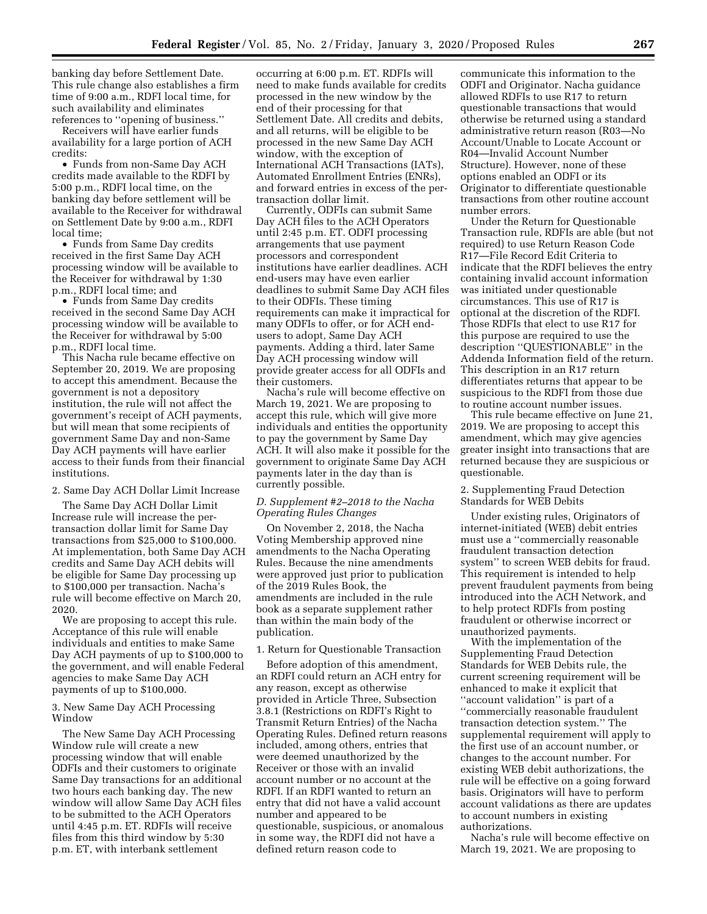banking day before Settlement Date. This rule change also establishes a firm time of 9:00 a.m., RDFI local time, for such availability and eliminates references to ''opening of business.''

Receivers will have earlier funds availability for a large portion of ACH credits:

- Funds from non-Same Day ACH credits made available to the RDFI by 5:00 p.m., RDFI local time, on the banking day before settlement will be available to the Receiver for withdrawal on Settlement Date by 9:00 a.m., RDFI local time;
- Funds from Same Day credits received in the first Same Day ACH processing window will be available to the Receiver for withdrawal by 1:30 p.m., RDFI local time; and
- Funds from Same Day credits received in the second Same Day ACH processing window will be available to the Receiver for withdrawal by 5:00 p.m., RDFI local time.

This Nacha rule became effective on September 20, 2019. We are proposing to accept this amendment. Because the government is not a depository institution, the rule will not affect the government's receipt of ACH payments, but will mean that some recipients of government Same Day and non-Same Day ACH payments will have earlier access to their funds from their financial institutions.

2. Same Day ACH Dollar Limit Increase

The Same Day ACH Dollar Limit Increase rule will increase the per-transaction dollar limit for Same Day transactions from $25,000 to $100,000. At implementation, both Same Day ACH credits and Same Day ACH debits will be eligible for Same Day processing up to $100,000 per transaction. Nacha's rule will become effective on March 20, 2020.

We are proposing to accept this rule. Acceptance of this rule will enable individuals and entities to make Same Day ACH payments of up to $100,000 to the government, and will enable Federal agencies to make Same Day ACH payments of up to $100,000.

3. New Same Day ACH Processing Window

The New Same Day ACH Processing Window rule will create a new processing window that will enable ODFIs and their customers to originate Same Day transactions for an additional two hours each banking day. The new window will allow Same Day ACH files to be submitted to the ACH Operators until 4:45 p.m. ET. RDFIs will receive files from this third window by 5:30 p.m. ET, with interbank settlement occurring at 6:00 p.m. ET. RDFIs will need to make funds available for credits processed in the new window by the end of their processing for that Settlement Date. All credits and debits, and all returns, will be eligible to be processed in the new Same Day ACH window, with the exception of International ACH Transactions (IATs), Automated Enrollment Entries (ENRs), and forward entries in excess of the per-transaction dollar limit.

Currently, ODFIs can submit Same Day ACH files to the ACH Operators until 2:45 p.m. ET. ODFI processing arrangements that use payment processors and correspondent institutions have earlier deadlines. ACH end-users may have even earlier deadlines to submit Same Day ACH files to their ODFIs. These timing requirements can make it impractical for many ODFIs to offer, or for ACH end-users to adopt, Same Day ACH payments. Adding a third, later Same Day ACH processing window will provide greater access for all ODFIs and their customers.

Nacha's rule will become effective on March 19, 2021. We are proposing to accept this rule, which will give more individuals and entities the opportunity to pay the government by Same Day ACH. It will also make it possible for the government to originate Same Day ACH payments later in the day than is currently possible.

*D. Supplement #2–2018 to the Nacha Operating Rules Changes*

On November 2, 2018, the Nacha Voting Membership approved nine amendments to the Nacha Operating Rules. Because the nine amendments were approved just prior to publication of the 2019 Rules Book, the amendments are included in the rule book as a separate supplement rather than within the main body of the publication.

1. Return for Questionable Transaction

Before adoption of this amendment, an RDFI could return an ACH entry for any reason, except as otherwise provided in Article Three, Subsection 3.8.1 (Restrictions on RDFI's Right to Transmit Return Entries) of the Nacha Operating Rules. Defined return reasons included, among others, entries that were deemed unauthorized by the Receiver or those with an invalid account number or no account at the RDFI. If an RDFI wanted to return an entry that did not have a valid account number and appeared to be questionable, suspicious, or anomalous in some way, the RDFI did not have a defined return reason code to communicate this information to the ODFI and Originator. Nacha guidance allowed RDFIs to use R17 to return questionable transactions that would otherwise be returned using a standard administrative return reason (R03—No Account/Unable to Locate Account or R04—Invalid Account Number Structure). However, none of these options enabled an ODFI or its Originator to differentiate questionable transactions from other routine account number errors.

Under the Return for Questionable Transaction rule, RDFIs are able (but not required) to use Return Reason Code R17—File Record Edit Criteria to indicate that the RDFI believes the entry containing invalid account information was initiated under questionable circumstances. This use of R17 is optional at the discretion of the RDFI. Those RDFIs that elect to use R17 for this purpose are required to use the description ''QUESTIONABLE'' in the Addenda Information field of the return. This description in an R17 return differentiates returns that appear to be suspicious to the RDFI from those due to routine account number issues.

This rule became effective on June 21, 2019. We are proposing to accept this amendment, which may give agencies greater insight into transactions that are returned because they are suspicious or questionable.

2. Supplementing Fraud Detection Standards for WEB Debits

Under existing rules, Originators of internet-initiated (WEB) debit entries must use a ''commercially reasonable fraudulent transaction detection system'' to screen WEB debits for fraud. This requirement is intended to help prevent fraudulent payments from being introduced into the ACH Network, and to help protect RDFIs from posting fraudulent or otherwise incorrect or unauthorized payments.

With the implementation of the Supplementing Fraud Detection Standards for WEB Debits rule, the current screening requirement will be enhanced to make it explicit that ''account validation'' is part of a ''commercially reasonable fraudulent transaction detection system.'' The supplemental requirement will apply to the first use of an account number, or changes to the account number. For existing WEB debit authorizations, the rule will be effective on a going forward basis. Originators will have to perform account validations as there are updates to account numbers in existing authorizations.

Nacha's rule will become effective on March 19, 2021. We are proposing to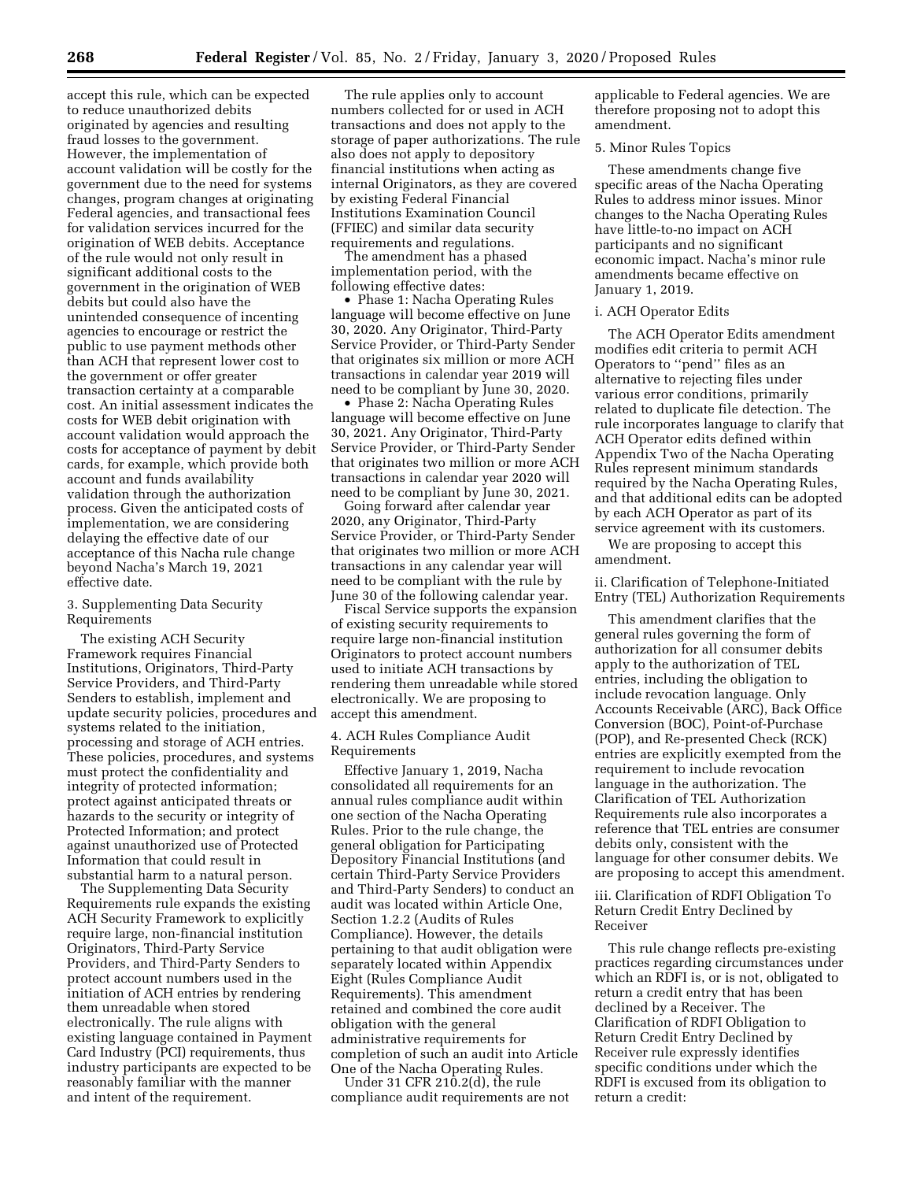accept this rule, which can be expected to reduce unauthorized debits originated by agencies and resulting fraud losses to the government. However, the implementation of account validation will be costly for the government due to the need for systems changes, program changes at originating Federal agencies, and transactional fees for validation services incurred for the origination of WEB debits. Acceptance of the rule would not only result in significant additional costs to the government in the origination of WEB debits but could also have the unintended consequence of incenting agencies to encourage or restrict the public to use payment methods other than ACH that represent lower cost to the government or offer greater transaction certainty at a comparable cost. An initial assessment indicates the costs for WEB debit origination with account validation would approach the costs for acceptance of payment by debit cards, for example, which provide both account and funds availability validation through the authorization process. Given the anticipated costs of implementation, we are considering delaying the effective date of our acceptance of this Nacha rule change beyond Nacha's March 19, 2021 effective date.

3. Supplementing Data Security Requirements

The existing ACH Security Framework requires Financial Institutions, Originators, Third-Party Service Providers, and Third-Party Senders to establish, implement and update security policies, procedures and systems related to the initiation, processing and storage of ACH entries. These policies, procedures, and systems must protect the confidentiality and integrity of protected information; protect against anticipated threats or hazards to the security or integrity of Protected Information; and protect against unauthorized use of Protected Information that could result in substantial harm to a natural person.

The Supplementing Data Security Requirements rule expands the existing ACH Security Framework to explicitly require large, non-financial institution Originators, Third-Party Service Providers, and Third-Party Senders to protect account numbers used in the initiation of ACH entries by rendering them unreadable when stored electronically. The rule aligns with existing language contained in Payment Card Industry (PCI) requirements, thus industry participants are expected to be reasonably familiar with the manner and intent of the requirement.

The rule applies only to account numbers collected for or used in ACH transactions and does not apply to the storage of paper authorizations. The rule also does not apply to depository financial institutions when acting as internal Originators, as they are covered by existing Federal Financial Institutions Examination Council (FFIEC) and similar data security requirements and regulations.

The amendment has a phased implementation period, with the following effective dates:

- Phase 1: Nacha Operating Rules language will become effective on June 30, 2020. Any Originator, Third-Party Service Provider, or Third-Party Sender that originates six million or more ACH transactions in calendar year 2019 will need to be compliant by June 30, 2020.
- Phase 2: Nacha Operating Rules language will become effective on June 30, 2021. Any Originator, Third-Party Service Provider, or Third-Party Sender that originates two million or more ACH transactions in calendar year 2020 will need to be compliant by June 30, 2021.

Going forward after calendar year 2020, any Originator, Third-Party Service Provider, or Third-Party Sender that originates two million or more ACH transactions in any calendar year will need to be compliant with the rule by June 30 of the following calendar year.

Fiscal Service supports the expansion of existing security requirements to require large non-financial institution Originators to protect account numbers used to initiate ACH transactions by rendering them unreadable while stored electronically. We are proposing to accept this amendment.

4. ACH Rules Compliance Audit Requirements

Effective January 1, 2019, Nacha consolidated all requirements for an annual rules compliance audit within one section of the Nacha Operating Rules. Prior to the rule change, the general obligation for Participating Depository Financial Institutions (and certain Third-Party Service Providers and Third-Party Senders) to conduct an audit was located within Article One, Section 1.2.2 (Audits of Rules Compliance). However, the details pertaining to that audit obligation were separately located within Appendix Eight (Rules Compliance Audit Requirements). This amendment retained and combined the core audit obligation with the general administrative requirements for completion of such an audit into Article One of the Nacha Operating Rules.

Under 31 CFR 210.2(d), the rule compliance audit requirements are not applicable to Federal agencies. We are therefore proposing not to adopt this amendment.

5. Minor Rules Topics

These amendments change five specific areas of the Nacha Operating Rules to address minor issues. Minor changes to the Nacha Operating Rules have little-to-no impact on ACH participants and no significant economic impact. Nacha's minor rule amendments became effective on January 1, 2019.

i. ACH Operator Edits

The ACH Operator Edits amendment modifies edit criteria to permit ACH Operators to "pend" files as an alternative to rejecting files under various error conditions, primarily related to duplicate file detection. The rule incorporates language to clarify that ACH Operator edits defined within Appendix Two of the Nacha Operating Rules represent minimum standards required by the Nacha Operating Rules, and that additional edits can be adopted by each ACH Operator as part of its service agreement with its customers.

We are proposing to accept this amendment.

ii. Clarification of Telephone-Initiated Entry (TEL) Authorization Requirements

This amendment clarifies that the general rules governing the form of authorization for all consumer debits apply to the authorization of TEL entries, including the obligation to include revocation language. Only Accounts Receivable (ARC), Back Office Conversion (BOC), Point-of-Purchase (POP), and Re-presented Check (RCK) entries are explicitly exempted from the requirement to include revocation language in the authorization. The Clarification of TEL Authorization Requirements rule also incorporates a reference that TEL entries are consumer debits only, consistent with the language for other consumer debits. We are proposing to accept this amendment.

iii. Clarification of RDFI Obligation To Return Credit Entry Declined by Receiver

This rule change reflects pre-existing practices regarding circumstances under which an RDFI is, or is not, obligated to return a credit entry that has been declined by a Receiver. The Clarification of RDFI Obligation to Return Credit Entry Declined by Receiver rule expressly identifies specific conditions under which the RDFI is excused from its obligation to return a credit: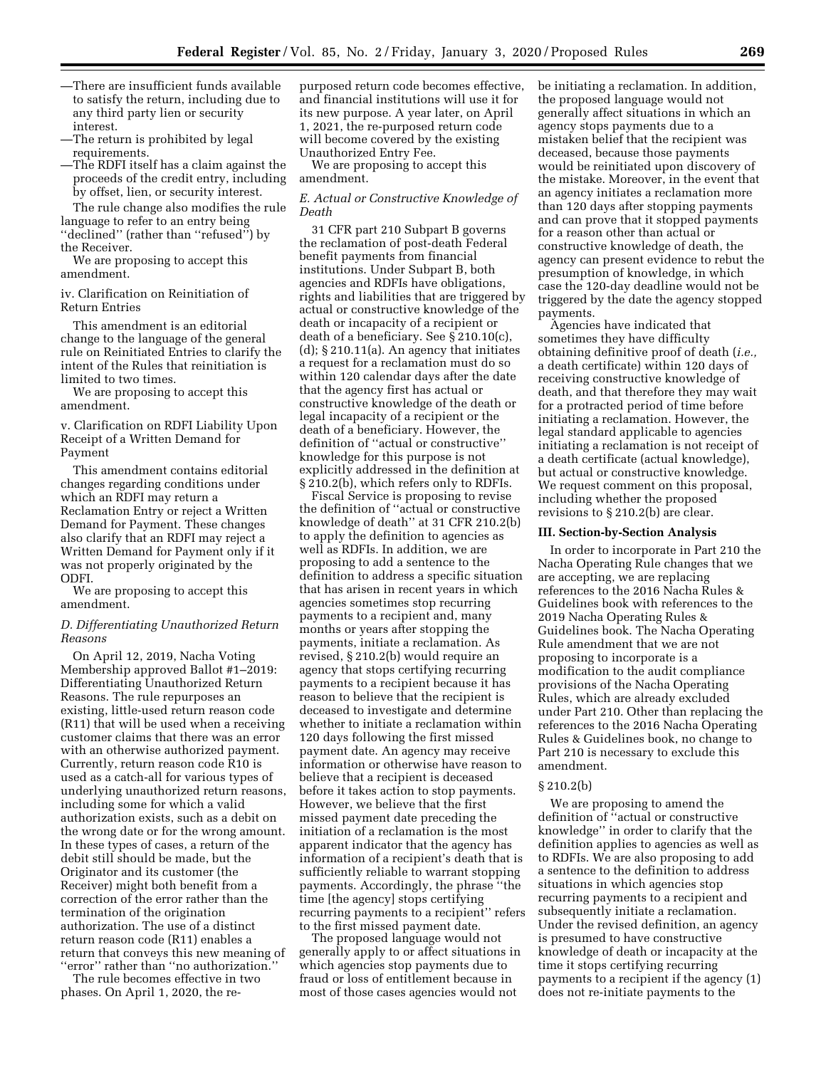—There are insufficient funds available to satisfy the return, including due to any third party lien or security interest.

—The return is prohibited by legal requirements.

—The RDFI itself has a claim against the proceeds of the credit entry, including by offset, lien, or security interest.

The rule change also modifies the rule language to refer to an entry being ''declined'' (rather than ''refused'') by the Receiver.

We are proposing to accept this amendment.

iv. Clarification on Reinitiation of Return Entries

This amendment is an editorial change to the language of the general rule on Reinitiated Entries to clarify the intent of the Rules that reinitiation is limited to two times.

We are proposing to accept this amendment.

v. Clarification on RDFI Liability Upon Receipt of a Written Demand for Payment

This amendment contains editorial changes regarding conditions under which an RDFI may return a Reclamation Entry or reject a Written Demand for Payment. These changes also clarify that an RDFI may reject a Written Demand for Payment only if it was not properly originated by the ODFI.

We are proposing to accept this amendment.

*D. Differentiating Unauthorized Return Reasons*

On April 12, 2019, Nacha Voting Membership approved Ballot #1–2019: Differentiating Unauthorized Return Reasons. The rule repurposes an existing, little-used return reason code (R11) that will be used when a receiving customer claims that there was an error with an otherwise authorized payment. Currently, return reason code R10 is used as a catch-all for various types of underlying unauthorized return reasons, including some for which a valid authorization exists, such as a debit on the wrong date or for the wrong amount. In these types of cases, a return of the debit still should be made, but the Originator and its customer (the Receiver) might both benefit from a correction of the error rather than the termination of the origination authorization. The use of a distinct return reason code (R11) enables a return that conveys this new meaning of ''error'' rather than ''no authorization.''

The rule becomes effective in two phases. On April 1, 2020, the re-purposed return code becomes effective, and financial institutions will use it for its new purpose. A year later, on April 1, 2021, the re-purposed return code will become covered by the existing Unauthorized Entry Fee.

We are proposing to accept this amendment.

*E. Actual or Constructive Knowledge of Death*

31 CFR part 210 Subpart B governs the reclamation of post-death Federal benefit payments from financial institutions. Under Subpart B, both agencies and RDFIs have obligations, rights and liabilities that are triggered by actual or constructive knowledge of the death or incapacity of a recipient or death of a beneficiary. See § 210.10(c), (d); § 210.11(a). An agency that initiates a request for a reclamation must do so within 120 calendar days after the date that the agency first has actual or constructive knowledge of the death or legal incapacity of a recipient or the death of a beneficiary. However, the definition of ''actual or constructive'' knowledge for this purpose is not explicitly addressed in the definition at § 210.2(b), which refers only to RDFIs.

Fiscal Service is proposing to revise the definition of ''actual or constructive knowledge of death'' at 31 CFR 210.2(b) to apply the definition to agencies as well as RDFIs. In addition, we are proposing to add a sentence to the definition to address a specific situation that has arisen in recent years in which agencies sometimes stop recurring payments to a recipient and, many months or years after stopping the payments, initiate a reclamation. As revised, § 210.2(b) would require an agency that stops certifying recurring payments to a recipient because it has reason to believe that the recipient is deceased to investigate and determine whether to initiate a reclamation within 120 days following the first missed payment date. An agency may receive information or otherwise have reason to believe that a recipient is deceased before it takes action to stop payments. However, we believe that the first missed payment date preceding the initiation of a reclamation is the most apparent indicator that the agency has information of a recipient's death that is sufficiently reliable to warrant stopping payments. Accordingly, the phrase ''the time [the agency] stops certifying recurring payments to a recipient'' refers to the first missed payment date.

The proposed language would not generally apply to or affect situations in which agencies stop payments due to fraud or loss of entitlement because in most of those cases agencies would not be initiating a reclamation. In addition, the proposed language would not generally affect situations in which an agency stops payments due to a mistaken belief that the recipient was deceased, because those payments would be reinitiated upon discovery of the mistake. Moreover, in the event that an agency initiates a reclamation more than 120 days after stopping payments and can prove that it stopped payments for a reason other than actual or constructive knowledge of death, the agency can present evidence to rebut the presumption of knowledge, in which case the 120-day deadline would not be triggered by the date the agency stopped payments.

Agencies have indicated that sometimes they have difficulty obtaining definitive proof of death (*i.e.,* a death certificate) within 120 days of receiving constructive knowledge of death, and that therefore they may wait for a protracted period of time before initiating a reclamation. However, the legal standard applicable to agencies initiating a reclamation is not receipt of a death certificate (actual knowledge), but actual or constructive knowledge. We request comment on this proposal, including whether the proposed revisions to § 210.2(b) are clear.

## III. Section-by-Section Analysis

In order to incorporate in Part 210 the Nacha Operating Rule changes that we are accepting, we are replacing references to the 2016 Nacha Rules & Guidelines book with references to the 2019 Nacha Operating Rules & Guidelines book. The Nacha Operating Rule amendment that we are not proposing to incorporate is a modification to the audit compliance provisions of the Nacha Operating Rules, which are already excluded under Part 210. Other than replacing the references to the 2016 Nacha Operating Rules & Guidelines book, no change to Part 210 is necessary to exclude this amendment.

§ 210.2(b)

We are proposing to amend the definition of ''actual or constructive knowledge'' in order to clarify that the definition applies to agencies as well as to RDFIs. We are also proposing to add a sentence to the definition to address situations in which agencies stop recurring payments to a recipient and subsequently initiate a reclamation. Under the revised definition, an agency is presumed to have constructive knowledge of death or incapacity at the time it stops certifying recurring payments to a recipient if the agency (1) does not re-initiate payments to the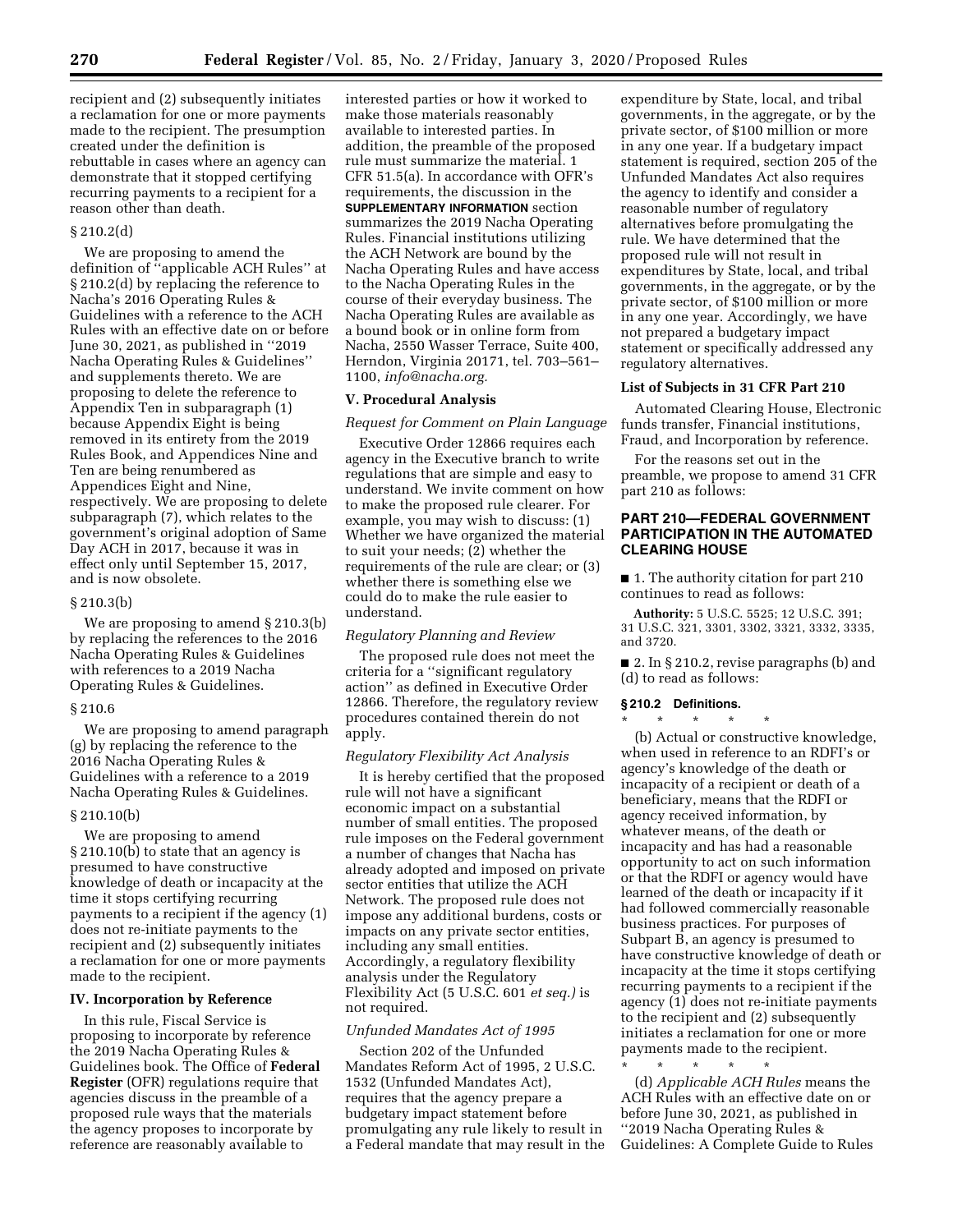recipient and (2) subsequently initiates a reclamation for one or more payments made to the recipient. The presumption created under the definition is rebuttable in cases where an agency can demonstrate that it stopped certifying recurring payments to a recipient for a reason other than death.

§ 210.2(d)

We are proposing to amend the definition of ''applicable ACH Rules'' at § 210.2(d) by replacing the reference to Nacha's 2016 Operating Rules & Guidelines with a reference to the ACH Rules with an effective date on or before June 30, 2021, as published in ''2019 Nacha Operating Rules & Guidelines'' and supplements thereto. We are proposing to delete the reference to Appendix Ten in subparagraph (1) because Appendix Eight is being removed in its entirety from the 2019 Rules Book, and Appendices Nine and Ten are being renumbered as Appendices Eight and Nine, respectively. We are proposing to delete subparagraph (7), which relates to the government's original adoption of Same Day ACH in 2017, because it was in effect only until September 15, 2017, and is now obsolete.

§ 210.3(b)

We are proposing to amend § 210.3(b) by replacing the references to the 2016 Nacha Operating Rules & Guidelines with references to a 2019 Nacha Operating Rules & Guidelines.

§ 210.6

We are proposing to amend paragraph (g) by replacing the reference to the 2016 Nacha Operating Rules & Guidelines with a reference to a 2019 Nacha Operating Rules & Guidelines.

§ 210.10(b)

We are proposing to amend § 210.10(b) to state that an agency is presumed to have constructive knowledge of death or incapacity at the time it stops certifying recurring payments to a recipient if the agency (1) does not re-initiate payments to the recipient and (2) subsequently initiates a reclamation for one or more payments made to the recipient.

## IV. Incorporation by Reference

In this rule, Fiscal Service is proposing to incorporate by reference the 2019 Nacha Operating Rules & Guidelines book. The Office of **Federal Register** (OFR) regulations require that agencies discuss in the preamble of a proposed rule ways that the materials the agency proposes to incorporate by reference are reasonably available to interested parties or how it worked to make those materials reasonably available to interested parties. In addition, the preamble of the proposed rule must summarize the material. 1 CFR 51.5(a). In accordance with OFR's requirements, the discussion in the **SUPPLEMENTARY INFORMATION** section summarizes the 2019 Nacha Operating Rules. Financial institutions utilizing the ACH Network are bound by the Nacha Operating Rules and have access to the Nacha Operating Rules in the course of their everyday business. The Nacha Operating Rules are available as a bound book or in online form from Nacha, 2550 Wasser Terrace, Suite 400, Herndon, Virginia 20171, tel. 703–561–1100, *info@nacha.org.*

## V. Procedural Analysis

*Request for Comment on Plain Language*

Executive Order 12866 requires each agency in the Executive branch to write regulations that are simple and easy to understand. We invite comment on how to make the proposed rule clearer. For example, you may wish to discuss: (1) Whether we have organized the material to suit your needs; (2) whether the requirements of the rule are clear; or (3) whether there is something else we could do to make the rule easier to understand.

*Regulatory Planning and Review*

The proposed rule does not meet the criteria for a ''significant regulatory action'' as defined in Executive Order 12866. Therefore, the regulatory review procedures contained therein do not apply.

*Regulatory Flexibility Act Analysis*

It is hereby certified that the proposed rule will not have a significant economic impact on a substantial number of small entities. The proposed rule imposes on the Federal government a number of changes that Nacha has already adopted and imposed on private sector entities that utilize the ACH Network. The proposed rule does not impose any additional burdens, costs or impacts on any private sector entities, including any small entities. Accordingly, a regulatory flexibility analysis under the Regulatory Flexibility Act (5 U.S.C. 601 *et seq.*) is not required.

*Unfunded Mandates Act of 1995*

Section 202 of the Unfunded Mandates Reform Act of 1995, 2 U.S.C. 1532 (Unfunded Mandates Act), requires that the agency prepare a budgetary impact statement before promulgating any rule likely to result in a Federal mandate that may result in the expenditure by State, local, and tribal governments, in the aggregate, or by the private sector, of $100 million or more in any one year. If a budgetary impact statement is required, section 205 of the Unfunded Mandates Act also requires the agency to identify and consider a reasonable number of regulatory alternatives before promulgating the rule. We have determined that the proposed rule will not result in expenditures by State, local, and tribal governments, in the aggregate, or by the private sector, of $100 million or more in any one year. Accordingly, we have not prepared a budgetary impact statement or specifically addressed any regulatory alternatives.

### List of Subjects in 31 CFR Part 210

Automated Clearing House, Electronic funds transfer, Financial institutions, Fraud, and Incorporation by reference.

For the reasons set out in the preamble, we propose to amend 31 CFR part 210 as follows:

## PART 210—FEDERAL GOVERNMENT PARTICIPATION IN THE AUTOMATED CLEARING HOUSE

■ 1. The authority citation for part 210 continues to read as follows:

**Authority:** 5 U.S.C. 5525; 12 U.S.C. 391; 31 U.S.C. 321, 3301, 3302, 3321, 3332, 3335, and 3720.

■ 2. In § 210.2, revise paragraphs (b) and (d) to read as follows:

### § 210.2 Definitions.

\* \* \* \* \*

(b) Actual or constructive knowledge, when used in reference to an RDFI's or agency's knowledge of the death or incapacity of a recipient or death of a beneficiary, means that the RDFI or agency received information, by whatever means, of the death or incapacity and has had a reasonable opportunity to act on such information or that the RDFI or agency would have learned of the death or incapacity if it had followed commercially reasonable business practices. For purposes of Subpart B, an agency is presumed to have constructive knowledge of death or incapacity at the time it stops certifying recurring payments to a recipient if the agency (1) does not re-initiate payments to the recipient and (2) subsequently initiates a reclamation for one or more payments made to the recipient.

\* \* \* \* \*

(d) *Applicable ACH Rules* means the ACH Rules with an effective date on or before June 30, 2021, as published in ''2019 Nacha Operating Rules & Guidelines: A Complete Guide to Rules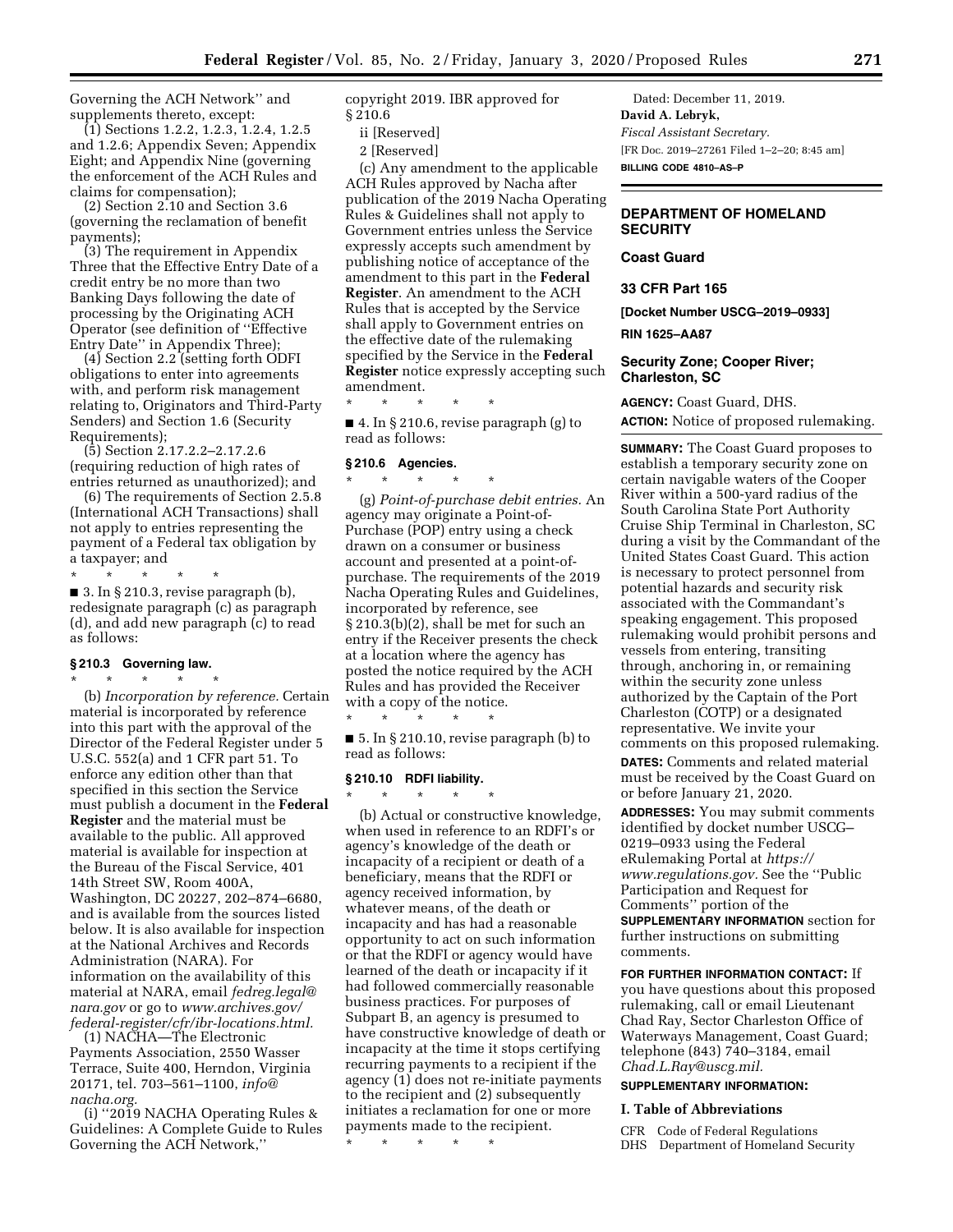Governing the ACH Network'' and supplements thereto, except:

(1) Sections 1.2.2, 1.2.3, 1.2.4, 1.2.5 and 1.2.6; Appendix Seven; Appendix Eight; and Appendix Nine (governing the enforcement of the ACH Rules and claims for compensation);

(2) Section 2.10 and Section 3.6 (governing the reclamation of benefit payments);

(3) The requirement in Appendix Three that the Effective Entry Date of a credit entry be no more than two Banking Days following the date of processing by the Originating ACH Operator (see definition of ''Effective Entry Date'' in Appendix Three);

(4) Section 2.2 (setting forth ODFI obligations to enter into agreements with, and perform risk management relating to, Originators and Third-Party Senders) and Section 1.6 (Security Requirements);

(5) Section 2.17.2.2–2.17.2.6 (requiring reduction of high rates of entries returned as unauthorized); and

(6) The requirements of Section 2.5.8 (International ACH Transactions) shall not apply to entries representing the payment of a Federal tax obligation by a taxpayer; and

\* \* \* \* \*

■ 3. In § 210.3, revise paragraph (b), redesignate paragraph (c) as paragraph (d), and add new paragraph (c) to read as follows:

### § 210.3 Governing law.

\* \* \* \* \*

(b) *Incorporation by reference.* Certain material is incorporated by reference into this part with the approval of the Director of the Federal Register under 5 U.S.C. 552(a) and 1 CFR part 51. To enforce any edition other than that specified in this section the Service must publish a document in the **Federal Register** and the material must be available to the public. All approved material is available for inspection at the Bureau of the Fiscal Service, 401 14th Street SW, Room 400A, Washington, DC 20227, 202–874–6680, and is available from the sources listed below. It is also available for inspection at the National Archives and Records Administration (NARA). For information on the availability of this material at NARA, email *fedreg.legal@nara.gov* or go to *www.archives.gov/federal-register/cfr/ibr-locations.html.*

(1) NACHA—The Electronic Payments Association, 2550 Wasser Terrace, Suite 400, Herndon, Virginia 20171, tel. 703–561–1100, *info@nacha.org.*

(i) ''2019 NACHA Operating Rules & Guidelines: A Complete Guide to Rules Governing the ACH Network,'' copyright 2019. IBR approved for § 210.6

ii [Reserved]

2 [Reserved]

(c) Any amendment to the applicable ACH Rules approved by Nacha after publication of the 2019 Nacha Operating Rules & Guidelines shall not apply to Government entries unless the Service expressly accepts such amendment by publishing notice of acceptance of the amendment to this part in the **Federal Register**. An amendment to the ACH Rules that is accepted by the Service shall apply to Government entries on the effective date of the rulemaking specified by the Service in the **Federal Register** notice expressly accepting such amendment.

\* \* \* \* \*

■ 4. In § 210.6, revise paragraph (g) to read as follows:

### § 210.6 Agencies.

\* \* \* \* \*

(g) *Point-of-purchase debit entries.* An agency may originate a Point-of-Purchase (POP) entry using a check drawn on a consumer or business account and presented at a point-of-purchase. The requirements of the 2019 Nacha Operating Rules and Guidelines, incorporated by reference, see § 210.3(b)(2), shall be met for such an entry if the Receiver presents the check at a location where the agency has posted the notice required by the ACH Rules and has provided the Receiver with a copy of the notice.

\* \* \* \* \*

■ 5. In § 210.10, revise paragraph (b) to read as follows:

### § 210.10 RDFI liability.

\* \* \* \* \*

(b) Actual or constructive knowledge, when used in reference to an RDFI's or agency's knowledge of the death or incapacity of a recipient or death of a beneficiary, means that the RDFI or agency received information, by whatever means, of the death or incapacity and has had a reasonable opportunity to act on such information or that the RDFI or agency would have learned of the death or incapacity if it had followed commercially reasonable business practices. For purposes of Subpart B, an agency is presumed to have constructive knowledge of death or incapacity at the time it stops certifying recurring payments to a recipient if the agency (1) does not re-initiate payments to the recipient and (2) subsequently initiates a reclamation for one or more payments made to the recipient.

\* \* \* \* \*

Dated: December 11, 2019.

**David A. Lebryk,**

*Fiscal Assistant Secretary.*

[FR Doc. 2019–27261 Filed 1–2–20; 8:45 am]

**BILLING CODE 4810–AS–P**

---

## DEPARTMENT OF HOMELAND SECURITY

### Coast Guard

### 33 CFR Part 165

**[Docket Number USCG–2019–0933]**

**RIN 1625–AA87**

### Security Zone; Cooper River; Charleston, SC

**AGENCY:** Coast Guard, DHS.

**ACTION:** Notice of proposed rulemaking.

**SUMMARY:** The Coast Guard proposes to establish a temporary security zone on certain navigable waters of the Cooper River within a 500-yard radius of the South Carolina State Port Authority Cruise Ship Terminal in Charleston, SC during a visit by the Commandant of the United States Coast Guard. This action is necessary to protect personnel from potential hazards and security risk associated with the Commandant's speaking engagement. This proposed rulemaking would prohibit persons and vessels from entering, transiting through, anchoring in, or remaining within the security zone unless authorized by the Captain of the Port Charleston (COTP) or a designated representative. We invite your comments on this proposed rulemaking.

**DATES:** Comments and related material must be received by the Coast Guard on or before January 21, 2020.

**ADDRESSES:** You may submit comments identified by docket number USCG–0219–0933 using the Federal eRulemaking Portal at *https://www.regulations.gov.* See the ''Public Participation and Request for Comments'' portion of the **SUPPLEMENTARY INFORMATION** section for further instructions on submitting comments.

**FOR FURTHER INFORMATION CONTACT:** If you have questions about this proposed rulemaking, call or email Lieutenant Chad Ray, Sector Charleston Office of Waterways Management, Coast Guard; telephone (843) 740–3184, email *Chad.L.Ray@uscg.mil.*

**SUPPLEMENTARY INFORMATION:**

#### I. Table of Abbreviations

CFR Code of Federal Regulations
DHS Department of Homeland Security